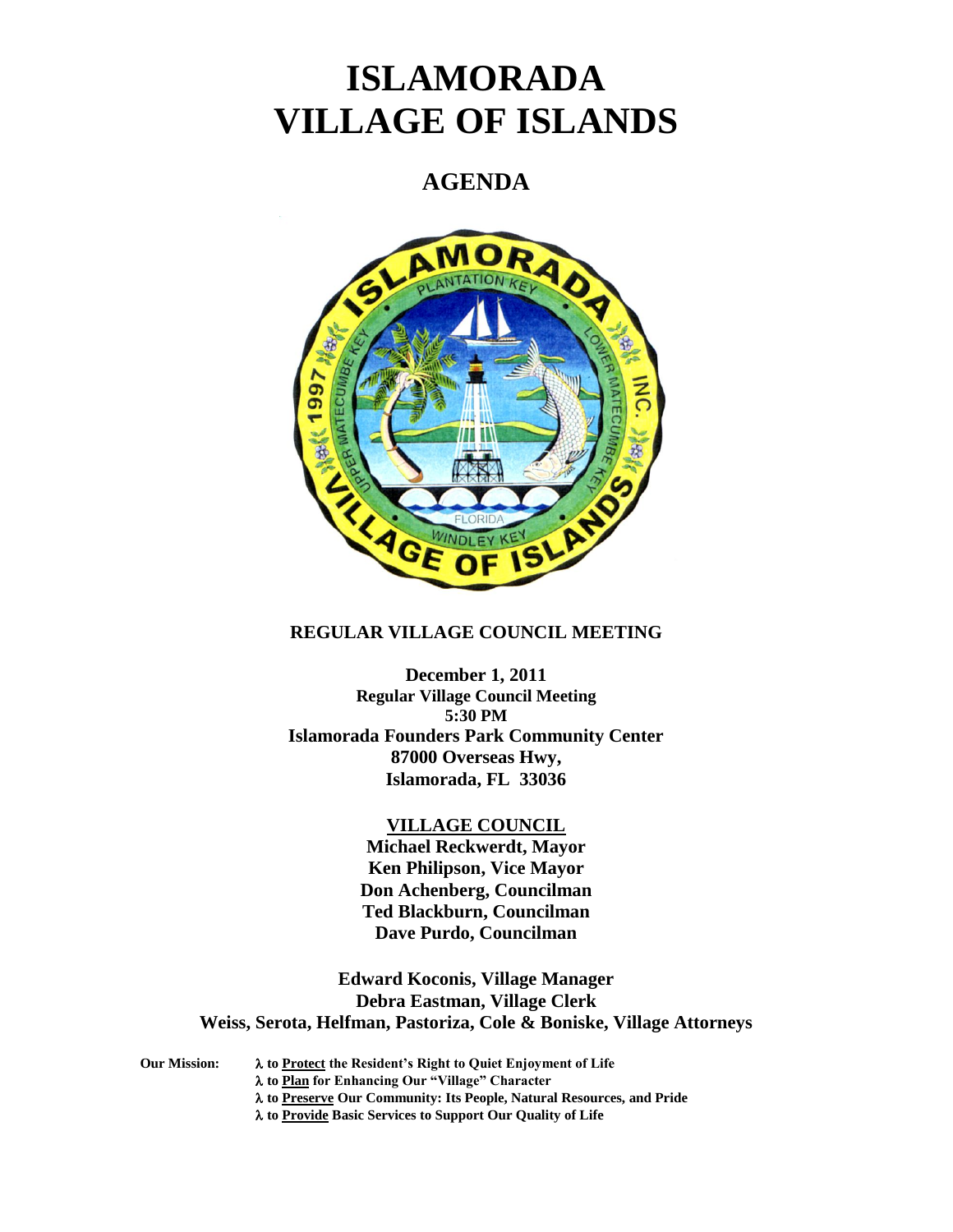# ISLAMORADA VILLAGE OF ISLANDS

## AGENDA

**REGULAR VILLAGE COUNCIL MEETING**

**December 1, 2011**
**Regular Village Council Meeting**
**5:30 PM**
**Islamorada Founders Park Community Center**
**87000 Overseas Hwy,**
**Islamorada, FL 33036**

**VILLAGE COUNCIL**
**Michael Reckwerdt, Mayor**
**Ken Philipson, Vice Mayor**
**Don Achenberg, Councilman**
**Ted Blackburn, Councilman**
**Dave Purdo, Councilman**

**Edward Koconis, Village Manager**
**Debra Eastman, Village Clerk**
**Weiss, Serota, Helfman, Pastoriza, Cole & Boniske, Village Attorneys**

**Our Mission:**
- λ **to Protect the Resident's Right to Quiet Enjoyment of Life**
- λ **to Plan for Enhancing Our "Village" Character**
- λ **to Preserve Our Community: Its People, Natural Resources, and Pride**
- λ **to Provide Basic Services to Support Our Quality of Life**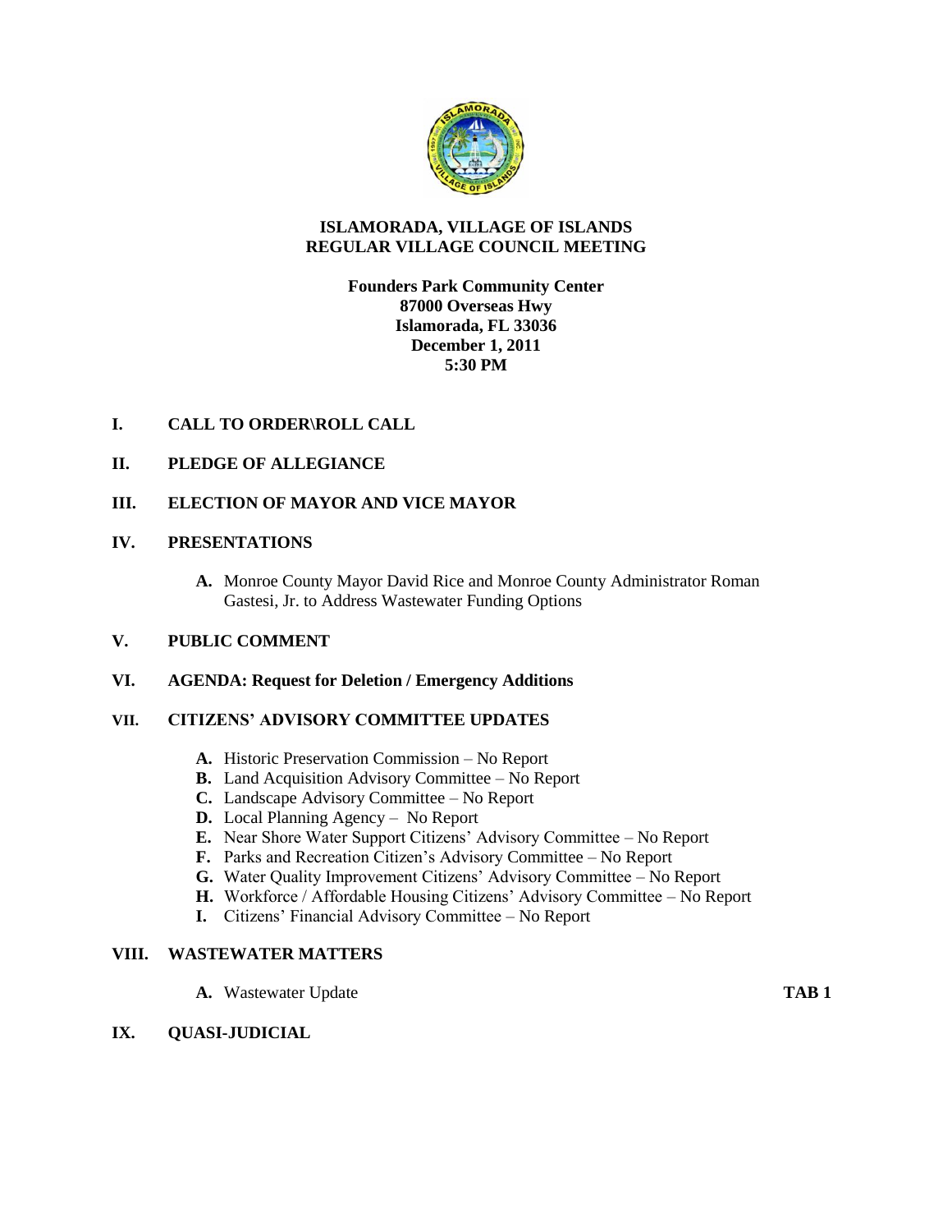# ISLAMORADA, VILLAGE OF ISLANDS
## REGULAR VILLAGE COUNCIL MEETING

**Founders Park Community Center**
**87000 Overseas Hwy**
**Islamorada, FL 33036**
**December 1, 2011**
**5:30 PM**

**I. CALL TO ORDER\ROLL CALL**

**II. PLEDGE OF ALLEGIANCE**

**III. ELECTION OF MAYOR AND VICE MAYOR**

**IV. PRESENTATIONS**

- **A.** Monroe County Mayor David Rice and Monroe County Administrator Roman Gastesi, Jr. to Address Wastewater Funding Options

**V. PUBLIC COMMENT**

**VI. AGENDA: Request for Deletion / Emergency Additions**

**VII. CITIZENS' ADVISORY COMMITTEE UPDATES**

- **A.** Historic Preservation Commission – No Report
- **B.** Land Acquisition Advisory Committee – No Report
- **C.** Landscape Advisory Committee – No Report
- **D.** Local Planning Agency – No Report
- **E.** Near Shore Water Support Citizens' Advisory Committee – No Report
- **F.** Parks and Recreation Citizen's Advisory Committee – No Report
- **G.** Water Quality Improvement Citizens' Advisory Committee – No Report
- **H.** Workforce / Affordable Housing Citizens' Advisory Committee – No Report
- **I.** Citizens' Financial Advisory Committee – No Report

**VIII. WASTEWATER MATTERS**

- **A.** Wastewater Update **TAB 1**

**IX. QUASI-JUDICIAL**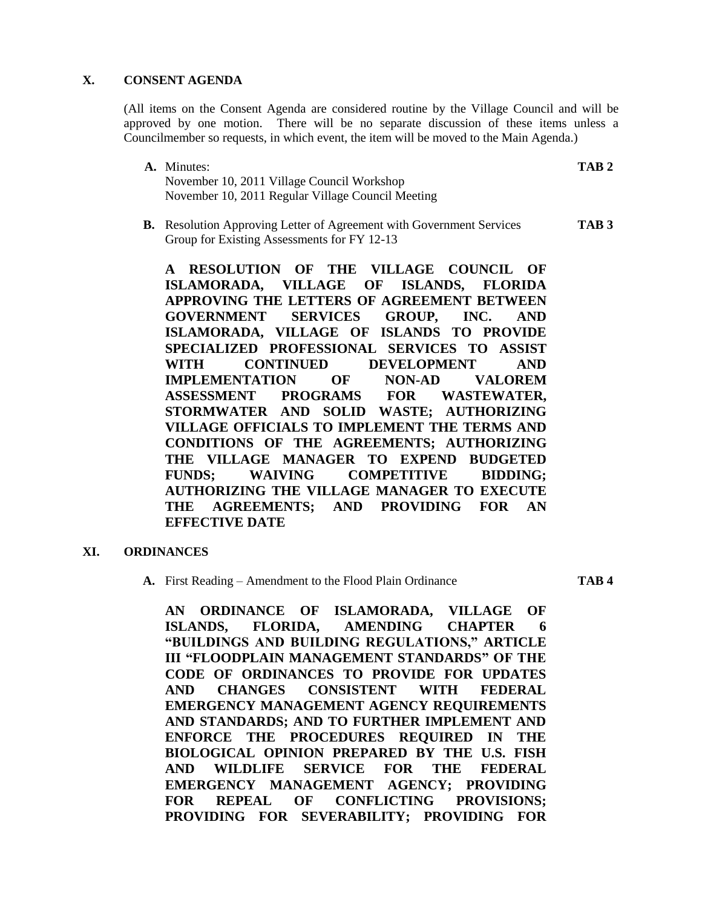## X. CONSENT AGENDA

(All items on the Consent Agenda are considered routine by the Village Council and will be approved by one motion. There will be no separate discussion of these items unless a Councilmember so requests, in which event, the item will be moved to the Main Agenda.)

**A.** Minutes: **TAB 2**
November 10, 2011 Village Council Workshop
November 10, 2011 Regular Village Council Meeting

**B.** Resolution Approving Letter of Agreement with Government Services Group for Existing Assessments for FY 12-13 **TAB 3**

**A RESOLUTION OF THE VILLAGE COUNCIL OF ISLAMORADA, VILLAGE OF ISLANDS, FLORIDA APPROVING THE LETTERS OF AGREEMENT BETWEEN GOVERNMENT SERVICES GROUP, INC. AND ISLAMORADA, VILLAGE OF ISLANDS TO PROVIDE SPECIALIZED PROFESSIONAL SERVICES TO ASSIST WITH CONTINUED DEVELOPMENT AND IMPLEMENTATION OF NON-AD VALOREM ASSESSMENT PROGRAMS FOR WASTEWATER, STORMWATER AND SOLID WASTE; AUTHORIZING VILLAGE OFFICIALS TO IMPLEMENT THE TERMS AND CONDITIONS OF THE AGREEMENTS; AUTHORIZING THE VILLAGE MANAGER TO EXPEND BUDGETED FUNDS; WAIVING COMPETITIVE BIDDING; AUTHORIZING THE VILLAGE MANAGER TO EXECUTE THE AGREEMENTS; AND PROVIDING FOR AN EFFECTIVE DATE**

## XI. ORDINANCES

**A.** First Reading – Amendment to the Flood Plain Ordinance **TAB 4**

**AN ORDINANCE OF ISLAMORADA, VILLAGE OF ISLANDS, FLORIDA, AMENDING CHAPTER 6 "BUILDINGS AND BUILDING REGULATIONS," ARTICLE III "FLOODPLAIN MANAGEMENT STANDARDS" OF THE CODE OF ORDINANCES TO PROVIDE FOR UPDATES AND CHANGES CONSISTENT WITH FEDERAL EMERGENCY MANAGEMENT AGENCY REQUIREMENTS AND STANDARDS; AND TO FURTHER IMPLEMENT AND ENFORCE THE PROCEDURES REQUIRED IN THE BIOLOGICAL OPINION PREPARED BY THE U.S. FISH AND WILDLIFE SERVICE FOR THE FEDERAL EMERGENCY MANAGEMENT AGENCY; PROVIDING FOR REPEAL OF CONFLICTING PROVISIONS; PROVIDING FOR SEVERABILITY; PROVIDING FOR**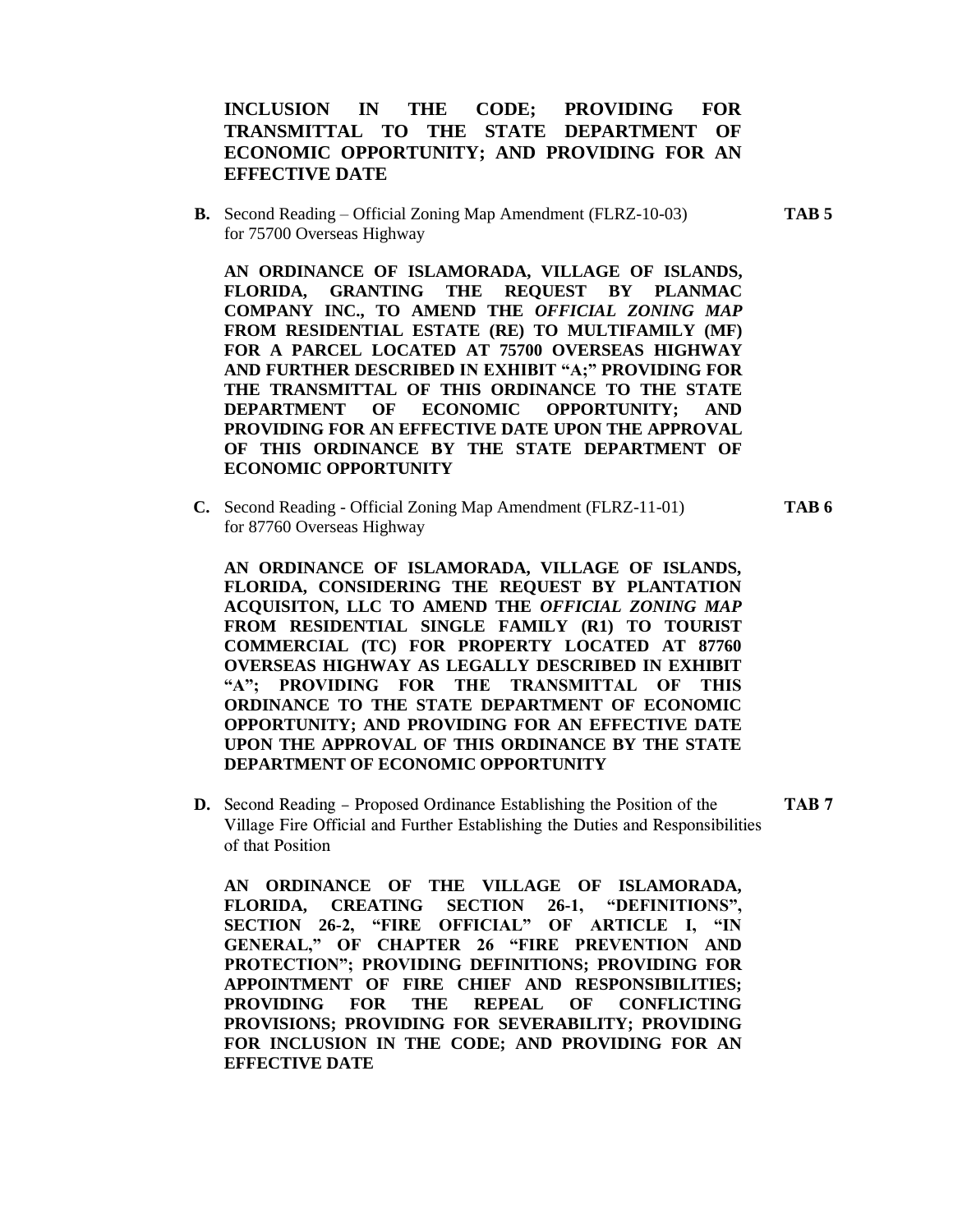**INCLUSION IN THE CODE; PROVIDING FOR TRANSMITTAL TO THE STATE DEPARTMENT OF ECONOMIC OPPORTUNITY; AND PROVIDING FOR AN EFFECTIVE DATE**

**B.** Second Reading – Official Zoning Map Amendment (FLRZ-10-03) for 75700 Overseas Highway **TAB 5**

**AN ORDINANCE OF ISLAMORADA, VILLAGE OF ISLANDS, FLORIDA, GRANTING THE REQUEST BY PLANMAC COMPANY INC., TO AMEND THE *OFFICIAL ZONING MAP* FROM RESIDENTIAL ESTATE (RE) TO MULTIFAMILY (MF) FOR A PARCEL LOCATED AT 75700 OVERSEAS HIGHWAY AND FURTHER DESCRIBED IN EXHIBIT "A;" PROVIDING FOR THE TRANSMITTAL OF THIS ORDINANCE TO THE STATE DEPARTMENT OF ECONOMIC OPPORTUNITY; AND PROVIDING FOR AN EFFECTIVE DATE UPON THE APPROVAL OF THIS ORDINANCE BY THE STATE DEPARTMENT OF ECONOMIC OPPORTUNITY**

**C.** Second Reading - Official Zoning Map Amendment (FLRZ-11-01) for 87760 Overseas Highway **TAB 6**

**AN ORDINANCE OF ISLAMORADA, VILLAGE OF ISLANDS, FLORIDA, CONSIDERING THE REQUEST BY PLANTATION ACQUISITON, LLC TO AMEND THE *OFFICIAL ZONING MAP* FROM RESIDENTIAL SINGLE FAMILY (R1) TO TOURIST COMMERCIAL (TC) FOR PROPERTY LOCATED AT 87760 OVERSEAS HIGHWAY AS LEGALLY DESCRIBED IN EXHIBIT "A"; PROVIDING FOR THE TRANSMITTAL OF THIS ORDINANCE TO THE STATE DEPARTMENT OF ECONOMIC OPPORTUNITY; AND PROVIDING FOR AN EFFECTIVE DATE UPON THE APPROVAL OF THIS ORDINANCE BY THE STATE DEPARTMENT OF ECONOMIC OPPORTUNITY**

**D.** Second Reading – Proposed Ordinance Establishing the Position of the Village Fire Official and Further Establishing the Duties and Responsibilities of that Position **TAB 7**

**AN ORDINANCE OF THE VILLAGE OF ISLAMORADA, FLORIDA, CREATING SECTION 26-1, "DEFINITIONS", SECTION 26-2, "FIRE OFFICIAL" OF ARTICLE I, "IN GENERAL," OF CHAPTER 26 "FIRE PREVENTION AND PROTECTION"; PROVIDING DEFINITIONS; PROVIDING FOR APPOINTMENT OF FIRE CHIEF AND RESPONSIBILITIES; PROVIDING FOR THE REPEAL OF CONFLICTING PROVISIONS; PROVIDING FOR SEVERABILITY; PROVIDING FOR INCLUSION IN THE CODE; AND PROVIDING FOR AN EFFECTIVE DATE**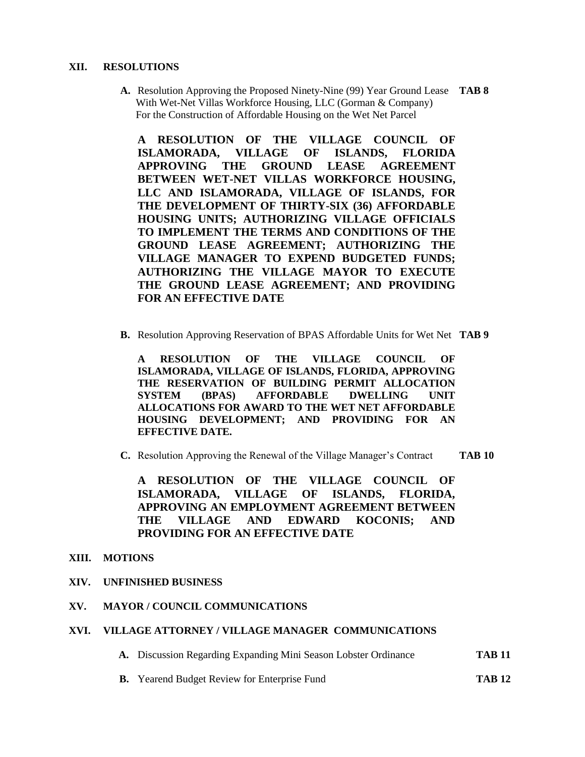## XII. RESOLUTIONS

**A.** Resolution Approving the Proposed Ninety-Nine (99) Year Ground Lease With Wet-Net Villas Workforce Housing, LLC (Gorman & Company) For the Construction of Affordable Housing on the Wet Net Parcel **TAB 8**

**A RESOLUTION OF THE VILLAGE COUNCIL OF ISLAMORADA, VILLAGE OF ISLANDS, FLORIDA APPROVING THE GROUND LEASE AGREEMENT BETWEEN WET-NET VILLAS WORKFORCE HOUSING, LLC AND ISLAMORADA, VILLAGE OF ISLANDS, FOR THE DEVELOPMENT OF THIRTY-SIX (36) AFFORDABLE HOUSING UNITS; AUTHORIZING VILLAGE OFFICIALS TO IMPLEMENT THE TERMS AND CONDITIONS OF THE GROUND LEASE AGREEMENT; AUTHORIZING THE VILLAGE MANAGER TO EXPEND BUDGETED FUNDS; AUTHORIZING THE VILLAGE MAYOR TO EXECUTE THE GROUND LEASE AGREEMENT; AND PROVIDING FOR AN EFFECTIVE DATE**

**B.** Resolution Approving Reservation of BPAS Affordable Units for Wet Net **TAB 9**

**A RESOLUTION OF THE VILLAGE COUNCIL OF ISLAMORADA, VILLAGE OF ISLANDS, FLORIDA, APPROVING THE RESERVATION OF BUILDING PERMIT ALLOCATION SYSTEM (BPAS) AFFORDABLE DWELLING UNIT ALLOCATIONS FOR AWARD TO THE WET NET AFFORDABLE HOUSING DEVELOPMENT; AND PROVIDING FOR AN EFFECTIVE DATE.**

**C.** Resolution Approving the Renewal of the Village Manager's Contract **TAB 10**

**A RESOLUTION OF THE VILLAGE COUNCIL OF ISLAMORADA, VILLAGE OF ISLANDS, FLORIDA, APPROVING AN EMPLOYMENT AGREEMENT BETWEEN THE VILLAGE AND EDWARD KOCONIS; AND PROVIDING FOR AN EFFECTIVE DATE**

## XIII. MOTIONS

## XIV. UNFINISHED BUSINESS

## XV. MAYOR / COUNCIL COMMUNICATIONS

## XVI. VILLAGE ATTORNEY / VILLAGE MANAGER COMMUNICATIONS

**A.** Discussion Regarding Expanding Mini Season Lobster Ordinance **TAB 11**

**B.** Yearend Budget Review for Enterprise Fund **TAB 12**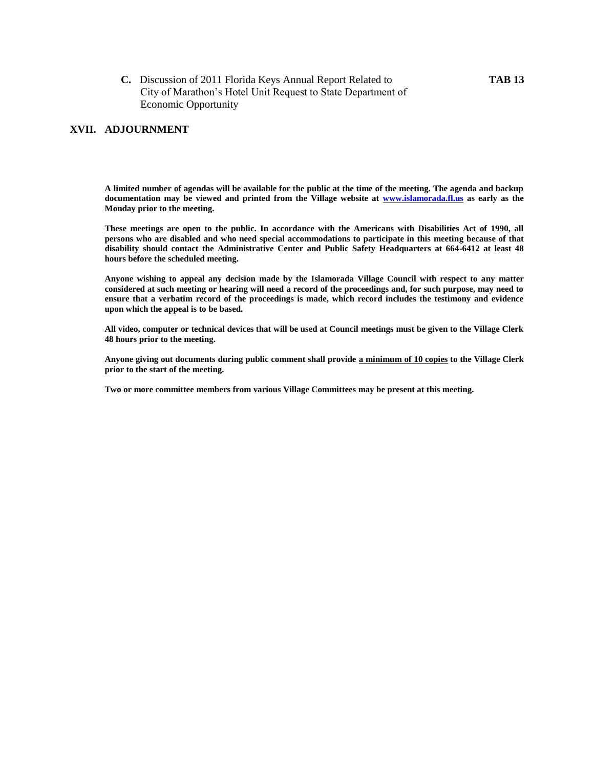**C.** Discussion of 2011 Florida Keys Annual Report Related to City of Marathon's Hotel Unit Request to State Department of Economic Opportunity **TAB 13**

## XVII. ADJOURNMENT

**A limited number of agendas will be available for the public at the time of the meeting. The agenda and backup documentation may be viewed and printed from the Village website at [www.islamorada.fl.us](http://www.islamorada.fl.us) as early as the Monday prior to the meeting.**

**These meetings are open to the public. In accordance with the Americans with Disabilities Act of 1990, all persons who are disabled and who need special accommodations to participate in this meeting because of that disability should contact the Administrative Center and Public Safety Headquarters at 664-6412 at least 48 hours before the scheduled meeting.**

**Anyone wishing to appeal any decision made by the Islamorada Village Council with respect to any matter considered at such meeting or hearing will need a record of the proceedings and, for such purpose, may need to ensure that a verbatim record of the proceedings is made, which record includes the testimony and evidence upon which the appeal is to be based.**

**All video, computer or technical devices that will be used at Council meetings must be given to the Village Clerk 48 hours prior to the meeting.**

**Anyone giving out documents during public comment shall provide <u>a minimum of 10 copies</u> to the Village Clerk prior to the start of the meeting.**

**Two or more committee members from various Village Committees may be present at this meeting.**